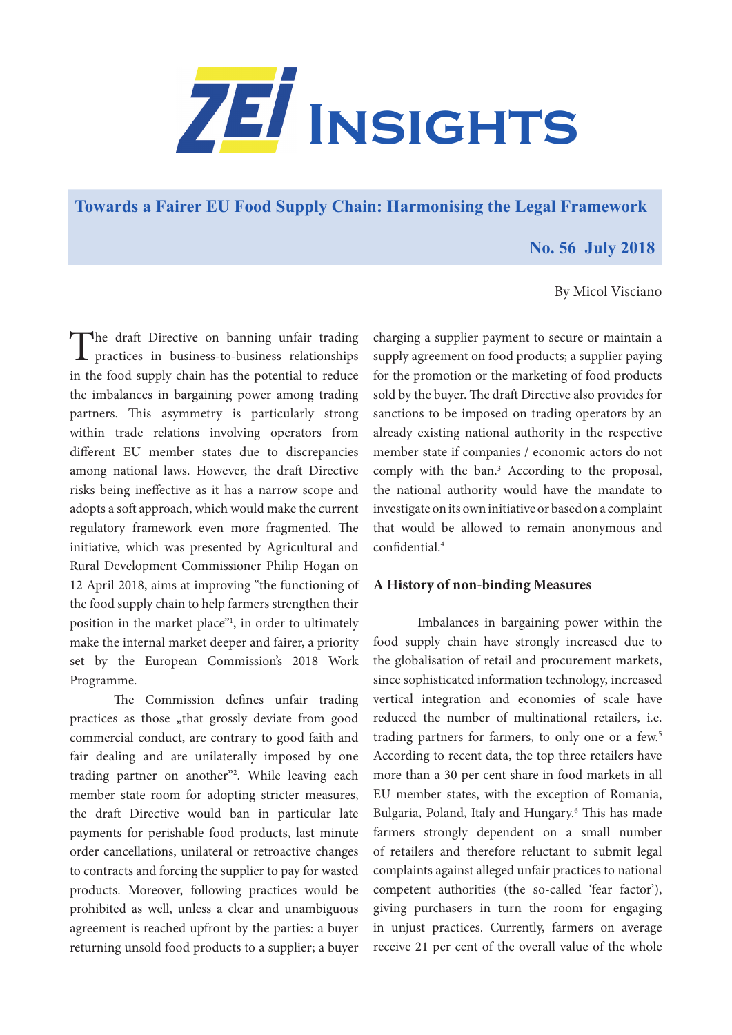# ZEI Insights

## Towards a Fairer EU Food Supply Chain: Harmonising the Legal Framework

**No. 56 July 2018**

By Micol Visciano

The draft Directive on banning unfair trading practices in business-to-business relationships in the food supply chain has the potential to reduce the imbalances in bargaining power among trading partners. This asymmetry is particularly strong within trade relations involving operators from different EU member states due to discrepancies among national laws. However, the draft Directive risks being ineffective as it has a narrow scope and adopts a soft approach, which would make the current regulatory framework even more fragmented. The initiative, which was presented by Agricultural and Rural Development Commissioner Philip Hogan on 12 April 2018, aims at improving "the functioning of the food supply chain to help farmers strengthen their position in the market place"[1], in order to ultimately make the internal market deeper and fairer, a priority set by the European Commission's 2018 Work Programme.

The Commission defines unfair trading practices as those „that grossly deviate from good commercial conduct, are contrary to good faith and fair dealing and are unilaterally imposed by one trading partner on another"[2]. While leaving each member state room for adopting stricter measures, the draft Directive would ban in particular late payments for perishable food products, last minute order cancellations, unilateral or retroactive changes to contracts and forcing the supplier to pay for wasted products. Moreover, following practices would be prohibited as well, unless a clear and unambiguous agreement is reached upfront by the parties: a buyer returning unsold food products to a supplier; a buyer charging a supplier payment to secure or maintain a supply agreement on food products; a supplier paying for the promotion or the marketing of food products sold by the buyer. The draft Directive also provides for sanctions to be imposed on trading operators by an already existing national authority in the respective member state if companies / economic actors do not comply with the ban.[3] According to the proposal, the national authority would have the mandate to investigate on its own initiative or based on a complaint that would be allowed to remain anonymous and confidential.[4]

### A History of non-binding Measures

Imbalances in bargaining power within the food supply chain have strongly increased due to the globalisation of retail and procurement markets, since sophisticated information technology, increased vertical integration and economies of scale have reduced the number of multinational retailers, i.e. trading partners for farmers, to only one or a few.[5] According to recent data, the top three retailers have more than a 30 per cent share in food markets in all EU member states, with the exception of Romania, Bulgaria, Poland, Italy and Hungary.[6] This has made farmers strongly dependent on a small number of retailers and therefore reluctant to submit legal complaints against alleged unfair practices to national competent authorities (the so-called 'fear factor'), giving purchasers in turn the room for engaging in unjust practices. Currently, farmers on average receive 21 per cent of the overall value of the whole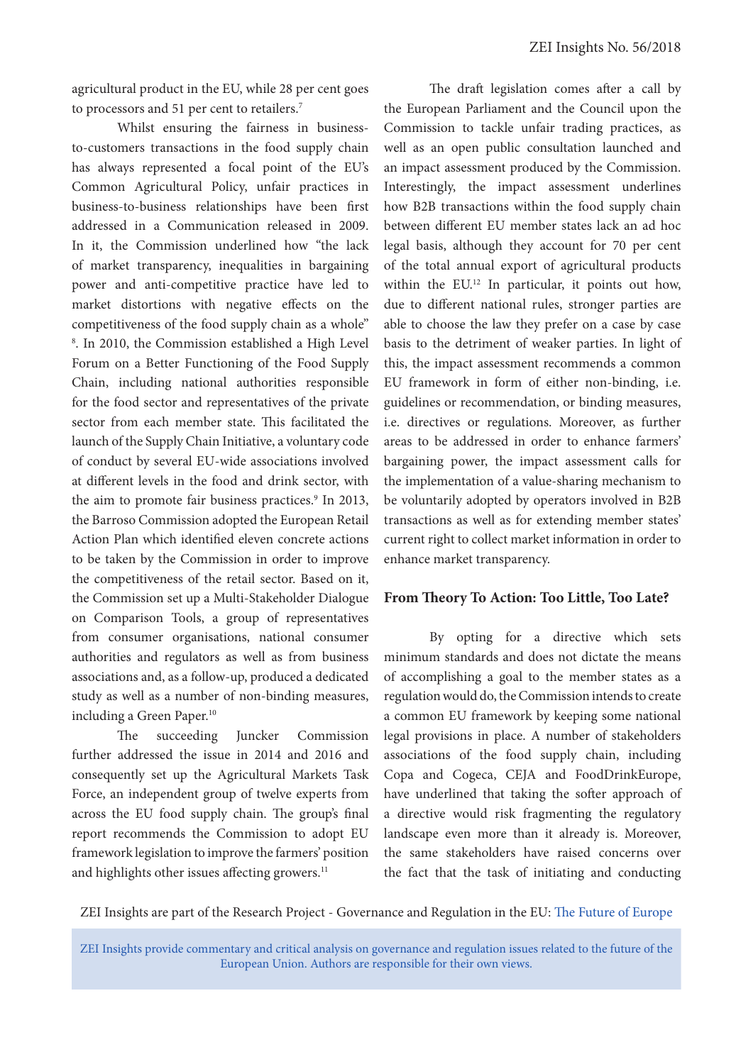agricultural product in the EU, while 28 per cent goes to processors and 51 per cent to retailers.[7]

Whilst ensuring the fairness in business-to-customers transactions in the food supply chain has always represented a focal point of the EU's Common Agricultural Policy, unfair practices in business-to-business relationships have been first addressed in a Communication released in 2009. In it, the Commission underlined how "the lack of market transparency, inequalities in bargaining power and anti-competitive practice have led to market distortions with negative effects on the competitiveness of the food supply chain as a whole"[8]. In 2010, the Commission established a High Level Forum on a Better Functioning of the Food Supply Chain, including national authorities responsible for the food sector and representatives of the private sector from each member state. This facilitated the launch of the Supply Chain Initiative, a voluntary code of conduct by several EU-wide associations involved at different levels in the food and drink sector, with the aim to promote fair business practices.[9] In 2013, the Barroso Commission adopted the European Retail Action Plan which identified eleven concrete actions to be taken by the Commission in order to improve the competitiveness of the retail sector. Based on it, the Commission set up a Multi-Stakeholder Dialogue on Comparison Tools, a group of representatives from consumer organisations, national consumer authorities and regulators as well as from business associations and, as a follow-up, produced a dedicated study as well as a number of non-binding measures, including a Green Paper.[10]

The succeeding Juncker Commission further addressed the issue in 2014 and 2016 and consequently set up the Agricultural Markets Task Force, an independent group of twelve experts from across the EU food supply chain. The group's final report recommends the Commission to adopt EU framework legislation to improve the farmers' position and highlights other issues affecting growers.[11]

The draft legislation comes after a call by the European Parliament and the Council upon the Commission to tackle unfair trading practices, as well as an open public consultation launched and an impact assessment produced by the Commission. Interestingly, the impact assessment underlines how B2B transactions within the food supply chain between different EU member states lack an ad hoc legal basis, although they account for 70 per cent of the total annual export of agricultural products within the EU.[12] In particular, it points out how, due to different national rules, stronger parties are able to choose the law they prefer on a case by case basis to the detriment of weaker parties. In light of this, the impact assessment recommends a common EU framework in form of either non-binding, i.e. guidelines or recommendation, or binding measures, i.e. directives or regulations. Moreover, as further areas to be addressed in order to enhance farmers' bargaining power, the impact assessment calls for the implementation of a value-sharing mechanism to be voluntarily adopted by operators involved in B2B transactions as well as for extending member states' current right to collect market information in order to enhance market transparency.

## From Theory To Action: Too Little, Too Late?

By opting for a directive which sets minimum standards and does not dictate the means of accomplishing a goal to the member states as a regulation would do, the Commission intends to create a common EU framework by keeping some national legal provisions in place. A number of stakeholders associations of the food supply chain, including Copa and Cogeca, CEJA and FoodDrinkEurope, have underlined that taking the softer approach of a directive would risk fragmenting the regulatory landscape even more than it already is. Moreover, the same stakeholders have raised concerns over the fact that the task of initiating and conducting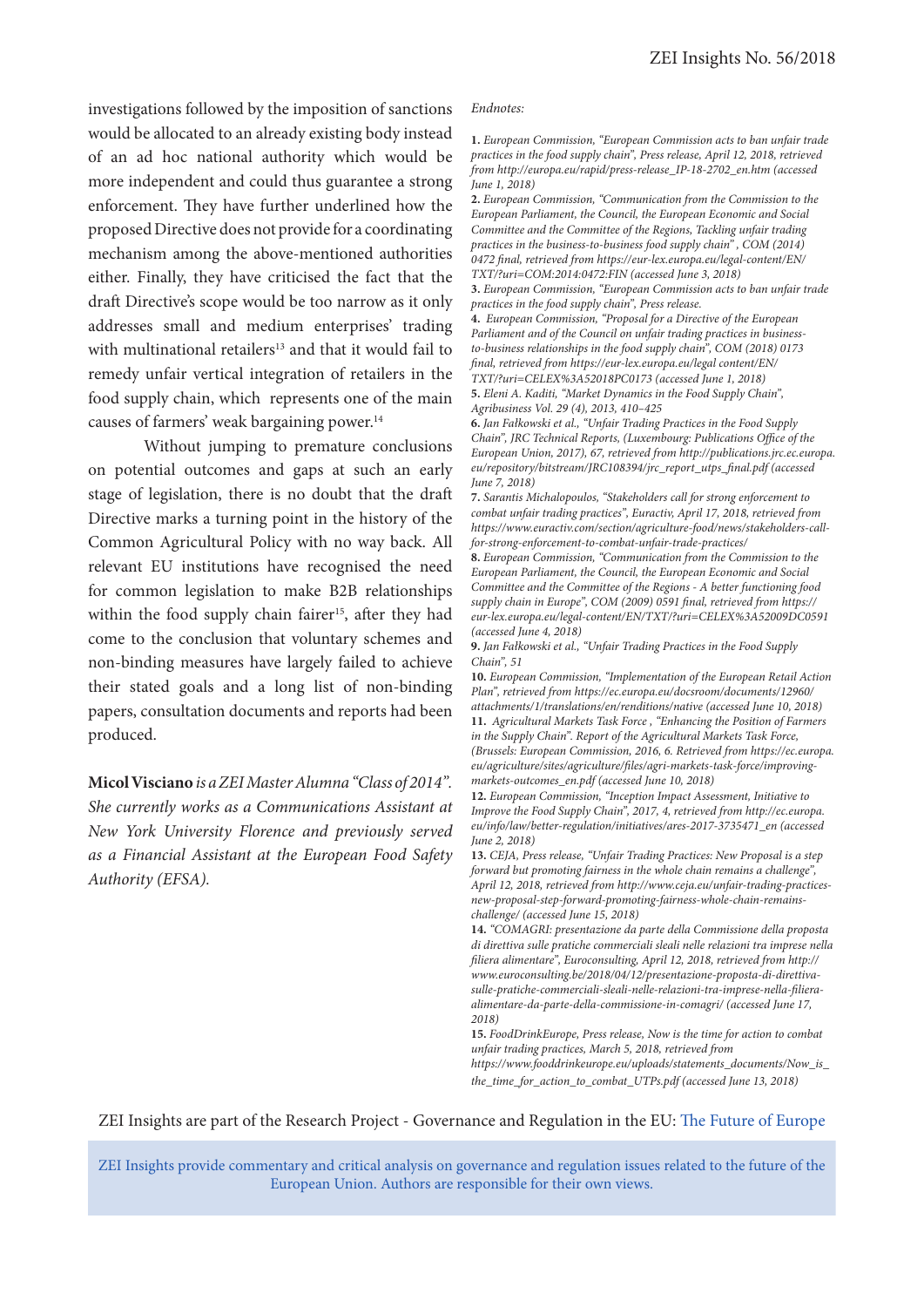investigations followed by the imposition of sanctions would be allocated to an already existing body instead of an ad hoc national authority which would be more independent and could thus guarantee a strong enforcement. They have further underlined how the proposed Directive does not provide for a coordinating mechanism among the above-mentioned authorities either. Finally, they have criticised the fact that the draft Directive's scope would be too narrow as it only addresses small and medium enterprises' trading with multinational retailers[13] and that it would fail to remedy unfair vertical integration of retailers in the food supply chain, which represents one of the main causes of farmers' weak bargaining power.[14]

Without jumping to premature conclusions on potential outcomes and gaps at such an early stage of legislation, there is no doubt that the draft Directive marks a turning point in the history of the Common Agricultural Policy with no way back. All relevant EU institutions have recognised the need for common legislation to make B2B relationships within the food supply chain fairer[15], after they had come to the conclusion that voluntary schemes and non-binding measures have largely failed to achieve their stated goals and a long list of non-binding papers, consultation documents and reports had been produced.

**Micol Visciano** *is a ZEI Master Alumna "Class of 2014". She currently works as a Communications Assistant at New York University Florence and previously served as a Financial Assistant at the European Food Safety Authority (EFSA).*

*Endnotes:*

**1.** *European Commission, "European Commission acts to ban unfair trade practices in the food supply chain", Press release, April 12, 2018, retrieved from http://europa.eu/rapid/press-release_IP-18-2702_en.htm (accessed June 1, 2018)*

**2.** *European Commission, "Communication from the Commission to the European Parliament, the Council, the European Economic and Social Committee and the Committee of the Regions, Tackling unfair trading practices in the business-to-business food supply chain" , COM (2014) 0472 final, retrieved from https://eur-lex.europa.eu/legal-content/EN/TXT/?uri=COM:2014:0472:FIN (accessed June 3, 2018)*

**3.** *European Commission, "European Commission acts to ban unfair trade practices in the food supply chain", Press release.*

**4.** *European Commission, "Proposal for a Directive of the European Parliament and of the Council on unfair trading practices in business-to-business relationships in the food supply chain", COM (2018) 0173 final, retrieved from https://eur-lex.europa.eu/legal content/EN/TXT/?uri=CELEX%3A52018PC0173 (accessed June 1, 2018)*

**5.** *Eleni A. Kaditi, "Market Dynamics in the Food Supply Chain", Agribusiness Vol. 29 (4), 2013, 410–425*

**6.** *Jan Fałkowski et al., "Unfair Trading Practices in the Food Supply Chain", JRC Technical Reports, (Luxembourg: Publications Office of the European Union, 2017), 67, retrieved from http://publications.jrc.ec.europa.eu/repository/bitstream/JRC108394/jrc_report_utps_final.pdf (accessed June 7, 2018)*

**7.** *Sarantis Michalopoulos, "Stakeholders call for strong enforcement to combat unfair trading practices", Euractiv, April 17, 2018, retrieved from https://www.euractiv.com/section/agriculture-food/news/stakeholders-call-for-strong-enforcement-to-combat-unfair-trade-practices/*

**8.** *European Commission, "Communication from the Commission to the European Parliament, the Council, the European Economic and Social Committee and the Committee of the Regions - A better functioning food supply chain in Europe", COM (2009) 0591 final, retrieved from https://eur-lex.europa.eu/legal-content/EN/TXT/?uri=CELEX%3A52009DC0591 (accessed June 4, 2018)*

**9.** *Jan Fałkowski et al., "Unfair Trading Practices in the Food Supply Chain", 51*

**10.** *European Commission, "Implementation of the European Retail Action Plan", retrieved from https://ec.europa.eu/docsroom/documents/12960/attachments/1/translations/en/renditions/native (accessed June 10, 2018)*

**11.** *Agricultural Markets Task Force , "Enhancing the Position of Farmers in the Supply Chain". Report of the Agricultural Markets Task Force, (Brussels: European Commission, 2016, 6. Retrieved from https://ec.europa.eu/agriculture/sites/agriculture/files/agri-markets-task-force/improving-markets-outcomes_en.pdf (accessed June 10, 2018)*

**12.** *European Commission, "Inception Impact Assessment, Initiative to Improve the Food Supply Chain", 2017, 4, retrieved from http://ec.europa.eu/info/law/better-regulation/initiatives/ares-2017-3735471_en (accessed June 2, 2018)*

**13.** *CEJA, Press release, "Unfair Trading Practices: New Proposal is a step forward but promoting fairness in the whole chain remains a challenge", April 12, 2018, retrieved from http://www.ceja.eu/unfair-trading-practices-new-proposal-step-forward-promoting-fairness-whole-chain-remains-challenge/ (accessed June 15, 2018)*

**14.** *"COMAGRI: presentazione da parte della Commissione della proposta di direttiva sulle pratiche commerciali sleali nelle relazioni tra imprese nella filiera alimentare", Euroconsulting, April 12, 2018, retrieved from http://www.euroconsulting.be/2018/04/12/presentazione-proposta-di-direttiva-sulle-pratiche-commerciali-sleali-nelle-relazioni-tra-imprese-nella-filiera-alimentare-da-parte-della-commissione-in-comagri/ (accessed June 17, 2018)*

**15.** *FoodDrinkEurope, Press release, Now is the time for action to combat unfair trading practices, March 5, 2018, retrieved from https://www.fooddrinkeurope.eu/uploads/statements_documents/Now_is_the_time_for_action_to_combat_UTPs.pdf (accessed June 13, 2018)*

ZEI Insights are part of the Research Project - Governance and Regulation in the EU: The Future of Europe

ZEI Insights provide commentary and critical analysis on governance and regulation issues related to the future of the European Union. Authors are responsible for their own views.